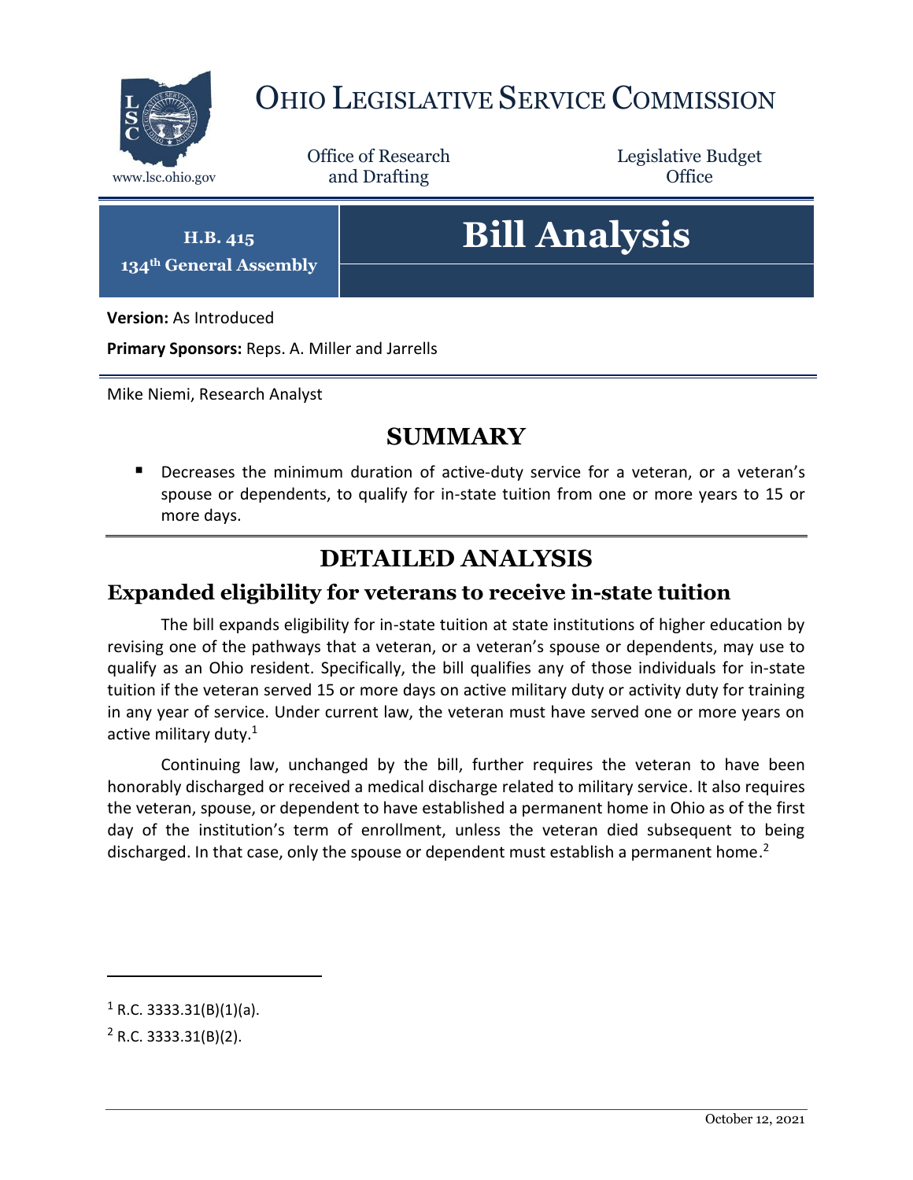# OHIO LEGISLATIVE SERVICE COMMISSION

www.lsc.ohio.gov

Office of Research and Drafting

Legislative Budget Office

**H.B. 415**
**134th General Assembly**

# Bill Analysis

**Version:** As Introduced

**Primary Sponsors:** Reps. A. Miller and Jarrells

Mike Niemi, Research Analyst

## SUMMARY

- Decreases the minimum duration of active-duty service for a veteran, or a veteran's spouse or dependents, to qualify for in-state tuition from one or more years to 15 or more days.

## DETAILED ANALYSIS

### Expanded eligibility for veterans to receive in-state tuition

The bill expands eligibility for in-state tuition at state institutions of higher education by revising one of the pathways that a veteran, or a veteran's spouse or dependents, may use to qualify as an Ohio resident. Specifically, the bill qualifies any of those individuals for in-state tuition if the veteran served 15 or more days on active military duty or activity duty for training in any year of service. Under current law, the veteran must have served one or more years on active military duty.[1]

Continuing law, unchanged by the bill, further requires the veteran to have been honorably discharged or received a medical discharge related to military service. It also requires the veteran, spouse, or dependent to have established a permanent home in Ohio as of the first day of the institution's term of enrollment, unless the veteran died subsequent to being discharged. In that case, only the spouse or dependent must establish a permanent home.[2]

[1] R.C. 3333.31(B)(1)(a).

[2] R.C. 3333.31(B)(2).

October 12, 2021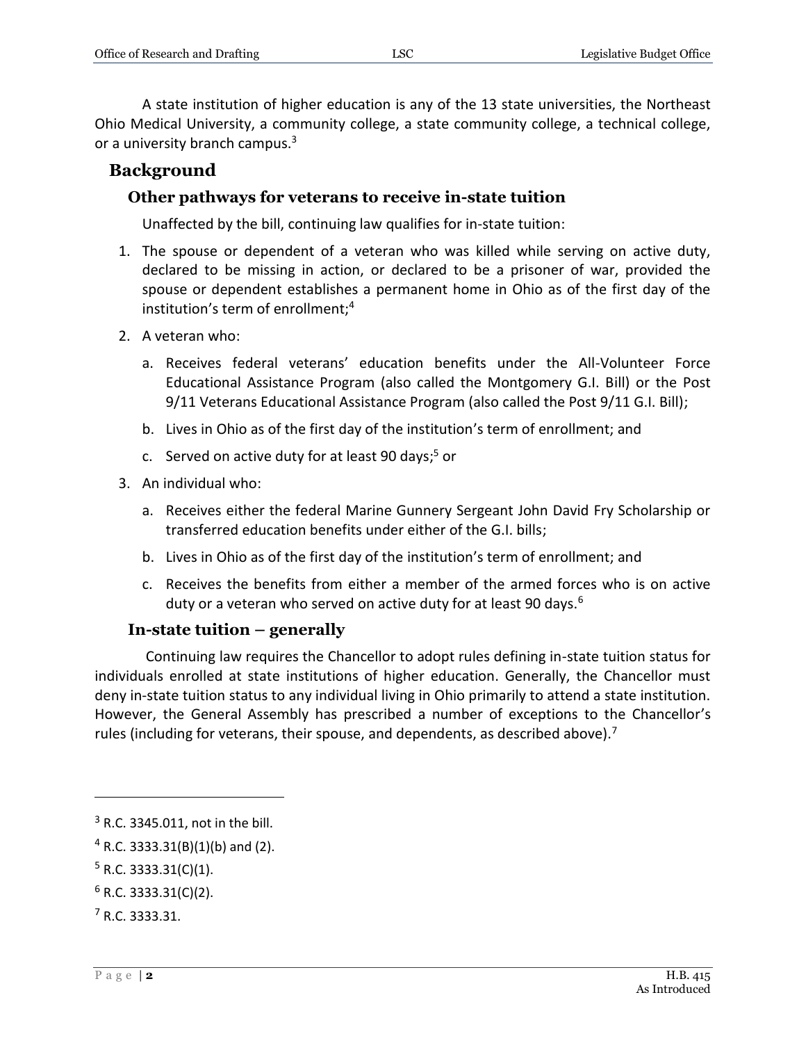A state institution of higher education is any of the 13 state universities, the Northeast Ohio Medical University, a community college, a state community college, a technical college, or a university branch campus.[3]

## Background

### Other pathways for veterans to receive in-state tuition

Unaffected by the bill, continuing law qualifies for in-state tuition:

1. The spouse or dependent of a veteran who was killed while serving on active duty, declared to be missing in action, or declared to be a prisoner of war, provided the spouse or dependent establishes a permanent home in Ohio as of the first day of the institution's term of enrollment;[4]
2. A veteran who:
   a. Receives federal veterans' education benefits under the All-Volunteer Force Educational Assistance Program (also called the Montgomery G.I. Bill) or the Post 9/11 Veterans Educational Assistance Program (also called the Post 9/11 G.I. Bill);
   b. Lives in Ohio as of the first day of the institution's term of enrollment; and
   c. Served on active duty for at least 90 days;[5] or
3. An individual who:
   a. Receives either the federal Marine Gunnery Sergeant John David Fry Scholarship or transferred education benefits under either of the G.I. bills;
   b. Lives in Ohio as of the first day of the institution's term of enrollment; and
   c. Receives the benefits from either a member of the armed forces who is on active duty or a veteran who served on active duty for at least 90 days.[6]

### In-state tuition – generally

Continuing law requires the Chancellor to adopt rules defining in-state tuition status for individuals enrolled at state institutions of higher education. Generally, the Chancellor must deny in-state tuition status to any individual living in Ohio primarily to attend a state institution. However, the General Assembly has prescribed a number of exceptions to the Chancellor's rules (including for veterans, their spouse, and dependents, as described above).[7]

---

[3] R.C. 3345.011, not in the bill.

[4] R.C. 3333.31(B)(1)(b) and (2).

[5] R.C. 3333.31(C)(1).

[6] R.C. 3333.31(C)(2).

[7] R.C. 3333.31.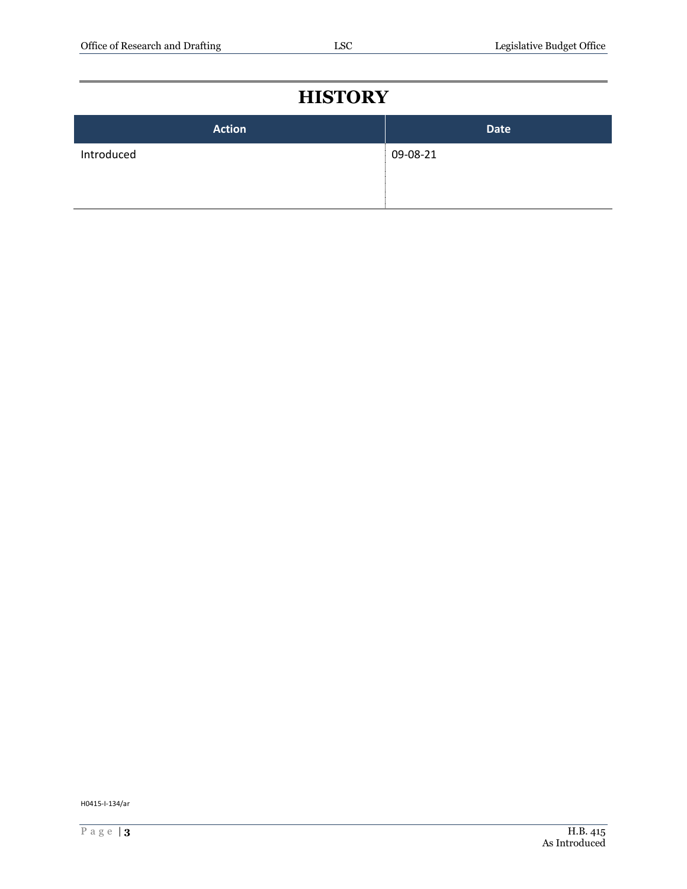# HISTORY

| Action | Date |
|---|---|
| Introduced | 09-08-21 |

H0415-I-134/ar